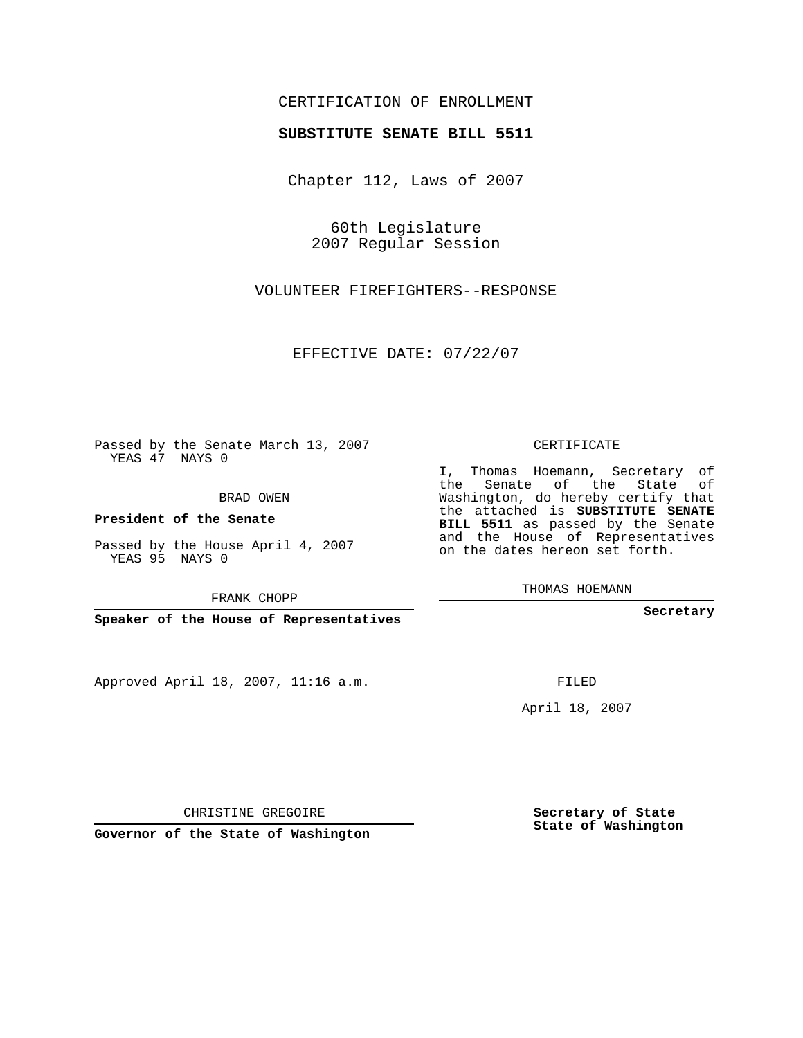CERTIFICATION OF ENROLLMENT

**SUBSTITUTE SENATE BILL 5511**

Chapter 112, Laws of 2007

60th Legislature
2007 Regular Session

VOLUNTEER FIREFIGHTERS--RESPONSE

EFFECTIVE DATE: 07/22/07

Passed by the Senate March 13, 2007
YEAS 47 NAYS 0

BRAD OWEN

**President of the Senate**

Passed by the House April 4, 2007
YEAS 95 NAYS 0

FRANK CHOPP

**Speaker of the House of Representatives**

CERTIFICATE

I, Thomas Hoemann, Secretary of the Senate of the State of Washington, do hereby certify that the attached is **SUBSTITUTE SENATE BILL 5511** as passed by the Senate and the House of Representatives on the dates hereon set forth.

THOMAS HOEMANN

**Secretary**

Approved April 18, 2007, 11:16 a.m.

FILED

April 18, 2007

CHRISTINE GREGOIRE

**Governor of the State of Washington**

**Secretary of State**
**State of Washington**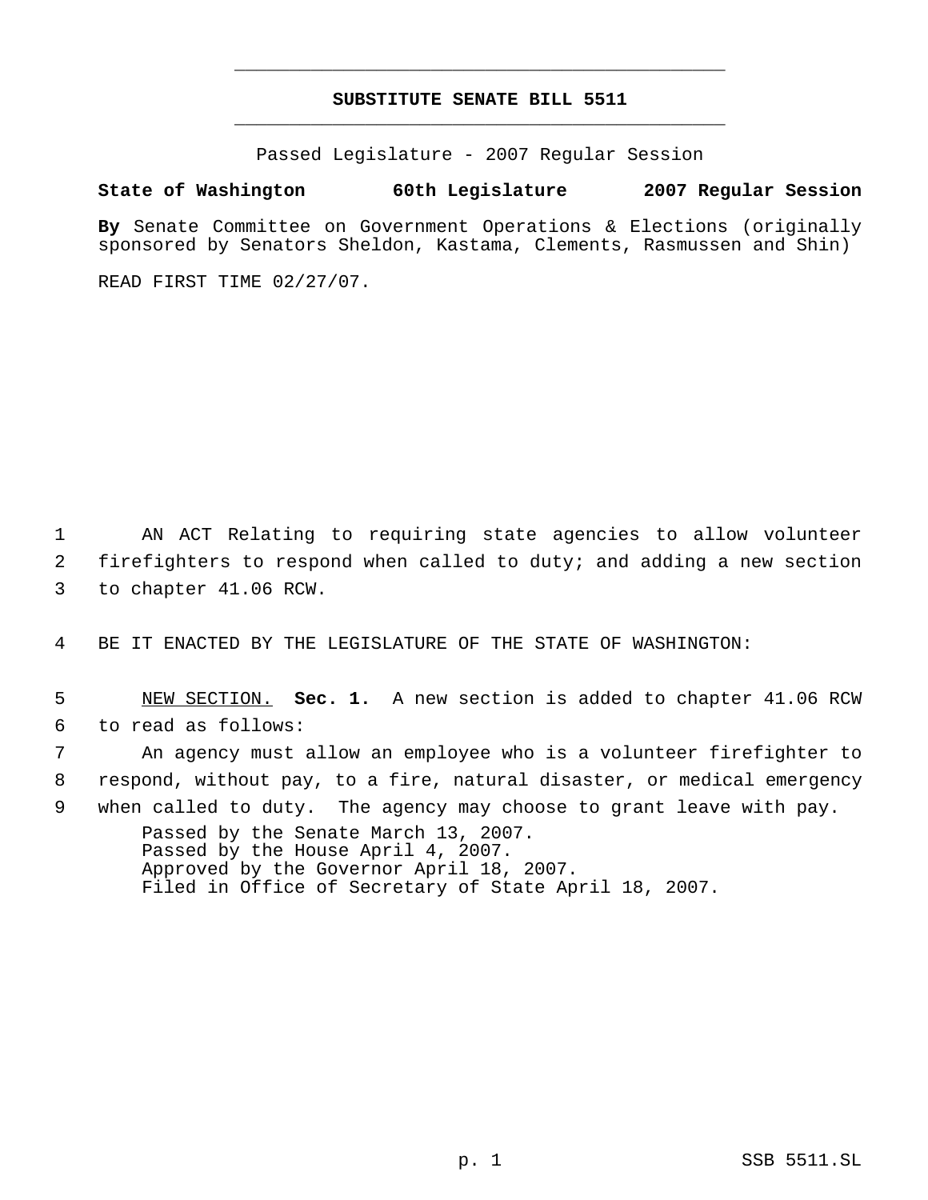# SUBSTITUTE SENATE BILL 5511

Passed Legislature - 2007 Regular Session

**State of Washington 60th Legislature 2007 Regular Session**

**By** Senate Committee on Government Operations & Elections (originally sponsored by Senators Sheldon, Kastama, Clements, Rasmussen and Shin)

READ FIRST TIME 02/27/07.

AN ACT Relating to requiring state agencies to allow volunteer firefighters to respond when called to duty; and adding a new section to chapter 41.06 RCW.

BE IT ENACTED BY THE LEGISLATURE OF THE STATE OF WASHINGTON:

NEW SECTION. **Sec. 1.** A new section is added to chapter 41.06 RCW to read as follows:

An agency must allow an employee who is a volunteer firefighter to respond, without pay, to a fire, natural disaster, or medical emergency when called to duty. The agency may choose to grant leave with pay.

Passed by the Senate March 13, 2007.
Passed by the House April 4, 2007.
Approved by the Governor April 18, 2007.
Filed in Office of Secretary of State April 18, 2007.